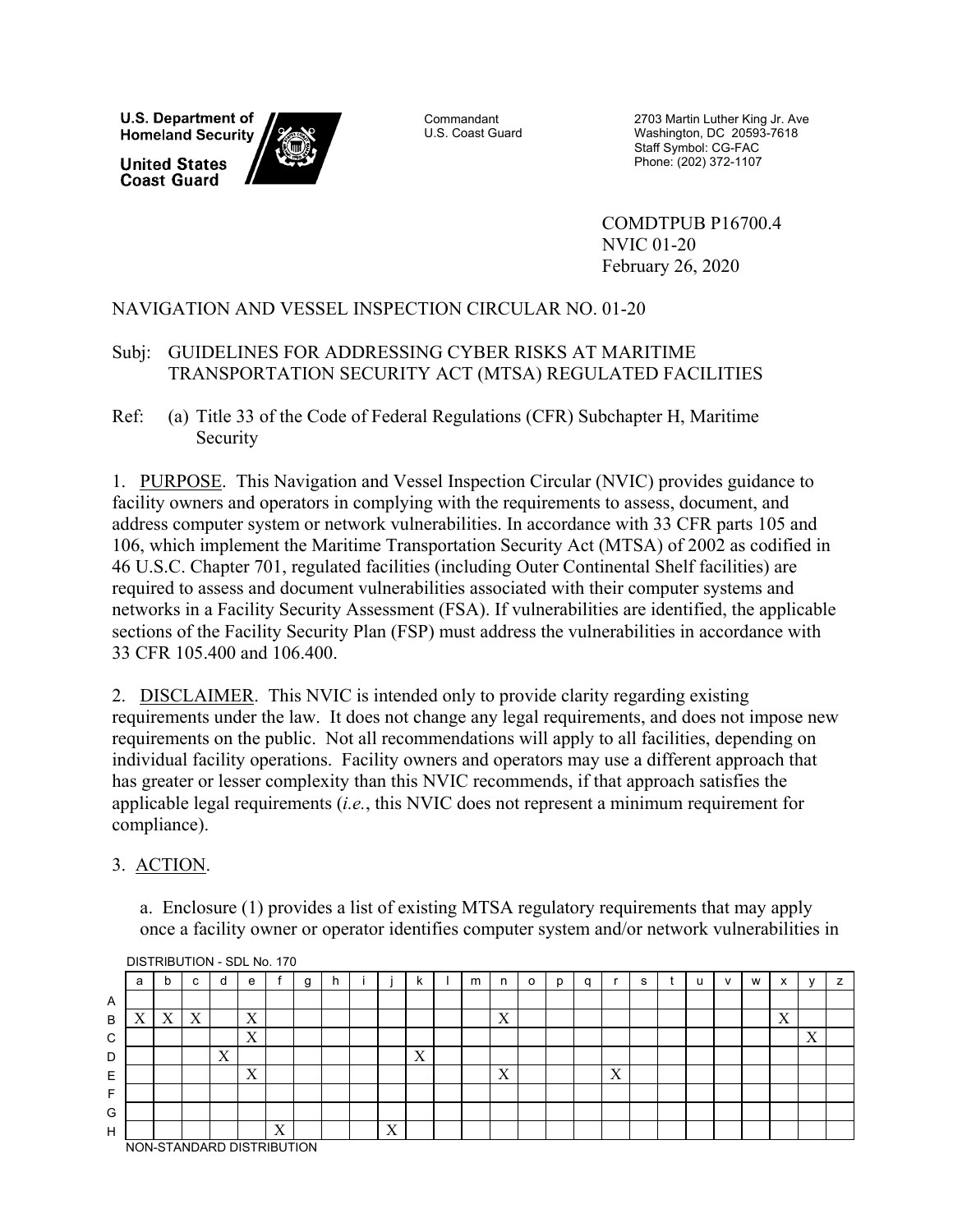**U.S. Department of Homeland Security**

**United States Coast Guard**

Commandant
U.S. Coast Guard

2703 Martin Luther King Jr. Ave
Washington, DC 20593-7618
Staff Symbol: CG-FAC
Phone: (202) 372-1107

COMDTPUB P16700.4
NVIC 01-20
February 26, 2020

NAVIGATION AND VESSEL INSPECTION CIRCULAR NO. 01-20

Subj: GUIDELINES FOR ADDRESSING CYBER RISKS AT MARITIME TRANSPORTATION SECURITY ACT (MTSA) REGULATED FACILITIES

Ref: (a) Title 33 of the Code of Federal Regulations (CFR) Subchapter H, Maritime Security

1. PURPOSE. This Navigation and Vessel Inspection Circular (NVIC) provides guidance to facility owners and operators in complying with the requirements to assess, document, and address computer system or network vulnerabilities. In accordance with 33 CFR parts 105 and 106, which implement the Maritime Transportation Security Act (MTSA) of 2002 as codified in 46 U.S.C. Chapter 701, regulated facilities (including Outer Continental Shelf facilities) are required to assess and document vulnerabilities associated with their computer systems and networks in a Facility Security Assessment (FSA). If vulnerabilities are identified, the applicable sections of the Facility Security Plan (FSP) must address the vulnerabilities in accordance with 33 CFR 105.400 and 106.400.

2. DISCLAIMER. This NVIC is intended only to provide clarity regarding existing requirements under the law. It does not change any legal requirements, and does not impose new requirements on the public. Not all recommendations will apply to all facilities, depending on individual facility operations. Facility owners and operators may use a different approach that has greater or lesser complexity than this NVIC recommends, if that approach satisfies the applicable legal requirements (*i.e.*, this NVIC does not represent a minimum requirement for compliance).

3. ACTION.

a. Enclosure (1) provides a list of existing MTSA regulatory requirements that may apply once a facility owner or operator identifies computer system and/or network vulnerabilities in

DISTRIBUTION - SDL No. 170

| | a | b | c | d | e | f | g | h | i | j | k | l | m | n | o | p | q | r | s | t | u | v | w | x | y | z |
|---|---|---|---|---|---|---|---|---|---|---|---|---|---|---|---|---|---|---|---|---|---|---|---|---|---|---|
| A | | | | | | | | | | | | | | | | | | | | | | | | | | |
| B | X | X | X | | X | | | | | | | | | X | | | | | | | | | | X | | |
| C | | | | | X | | | | | | | | | | | | | | | | | | | | X | |
| D | | | | X | | | | | | | X | | | | | | | | | | | | | | | |
| E | | | | | X | | | | | | | | | X | | | | X | | | | | | | | |
| F | | | | | | | | | | | | | | | | | | | | | | | | | | |
| G | | | | | | | | | | | | | | | | | | | | | | | | | | |
| H | | | | | | X | | | | X | | | | | | | | | | | | | | | | |

NON-STANDARD DISTRIBUTION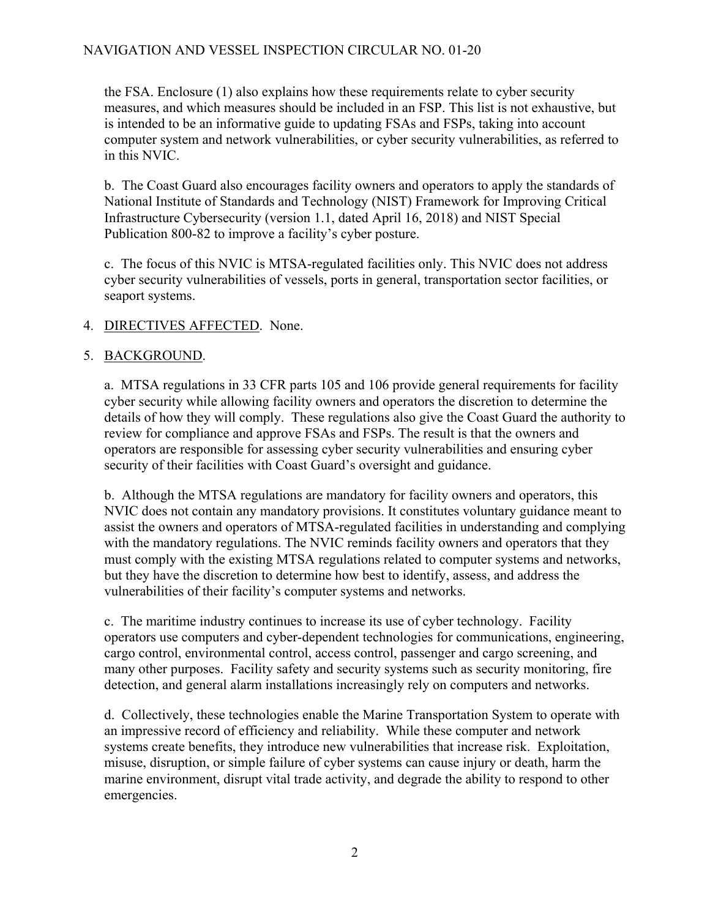the FSA. Enclosure (1) also explains how these requirements relate to cyber security measures, and which measures should be included in an FSP. This list is not exhaustive, but is intended to be an informative guide to updating FSAs and FSPs, taking into account computer system and network vulnerabilities, or cyber security vulnerabilities, as referred to in this NVIC.

b. The Coast Guard also encourages facility owners and operators to apply the standards of National Institute of Standards and Technology (NIST) Framework for Improving Critical Infrastructure Cybersecurity (version 1.1, dated April 16, 2018) and NIST Special Publication 800-82 to improve a facility's cyber posture.

c. The focus of this NVIC is MTSA-regulated facilities only. This NVIC does not address cyber security vulnerabilities of vessels, ports in general, transportation sector facilities, or seaport systems.

4. DIRECTIVES AFFECTED. None.

5. BACKGROUND.

a. MTSA regulations in 33 CFR parts 105 and 106 provide general requirements for facility cyber security while allowing facility owners and operators the discretion to determine the details of how they will comply. These regulations also give the Coast Guard the authority to review for compliance and approve FSAs and FSPs. The result is that the owners and operators are responsible for assessing cyber security vulnerabilities and ensuring cyber security of their facilities with Coast Guard's oversight and guidance.

b. Although the MTSA regulations are mandatory for facility owners and operators, this NVIC does not contain any mandatory provisions. It constitutes voluntary guidance meant to assist the owners and operators of MTSA-regulated facilities in understanding and complying with the mandatory regulations. The NVIC reminds facility owners and operators that they must comply with the existing MTSA regulations related to computer systems and networks, but they have the discretion to determine how best to identify, assess, and address the vulnerabilities of their facility's computer systems and networks.

c. The maritime industry continues to increase its use of cyber technology. Facility operators use computers and cyber-dependent technologies for communications, engineering, cargo control, environmental control, access control, passenger and cargo screening, and many other purposes. Facility safety and security systems such as security monitoring, fire detection, and general alarm installations increasingly rely on computers and networks.

d. Collectively, these technologies enable the Marine Transportation System to operate with an impressive record of efficiency and reliability. While these computer and network systems create benefits, they introduce new vulnerabilities that increase risk. Exploitation, misuse, disruption, or simple failure of cyber systems can cause injury or death, harm the marine environment, disrupt vital trade activity, and degrade the ability to respond to other emergencies.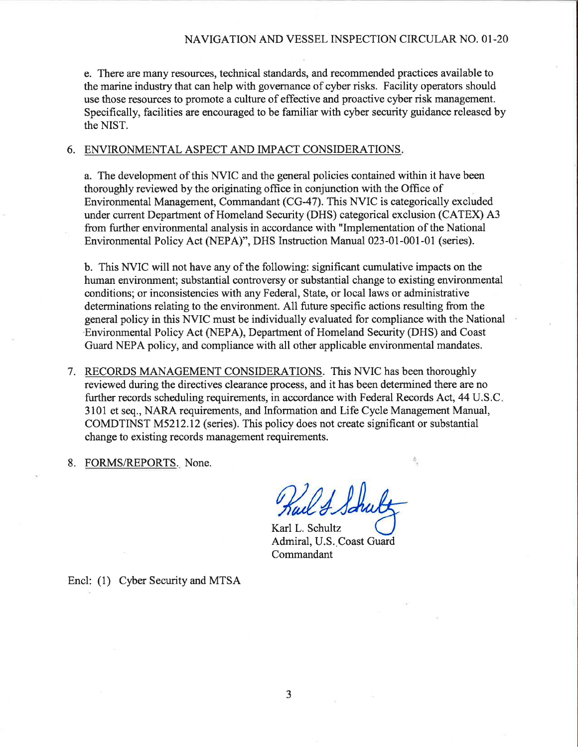e. There are many resources, technical standards, and recommended practices available to the marine industry that can help with governance of cyber risks. Facility operators should use those resources to promote a culture of effective and proactive cyber risk management. Specifically, facilities are encouraged to be familiar with cyber security guidance released by the NIST.

6. ENVIRONMENTAL ASPECT AND IMPACT CONSIDERATIONS.

   a. The development of this NVIC and the general policies contained within it have been thoroughly reviewed by the originating office in conjunction with the Office of Environmental Management, Commandant (CG-47). This NVIC is categorically excluded under current Department of Homeland Security (DHS) categorical exclusion (CATEX) A3 from further environmental analysis in accordance with "Implementation of the National Environmental Policy Act (NEPA)", DHS Instruction Manual 023-01-001-01 (series).

   b. This NVIC will not have any of the following: significant cumulative impacts on the human environment; substantial controversy or substantial change to existing environmental conditions; or inconsistencies with any Federal, State, or local laws or administrative determinations relating to the environment. All future specific actions resulting from the general policy in this NVIC must be individually evaluated for compliance with the National Environmental Policy Act (NEPA), Department of Homeland Security (DHS) and Coast Guard NEPA policy, and compliance with all other applicable environmental mandates.

7. RECORDS MANAGEMENT CONSIDERATIONS. This NVIC has been thoroughly reviewed during the directives clearance process, and it has been determined there are no further records scheduling requirements, in accordance with Federal Records Act, 44 U.S.C. 3101 et seq., NARA requirements, and Information and Life Cycle Management Manual, COMDTINST M5212.12 (series). This policy does not create significant or substantial change to existing records management requirements.

8. FORMS/REPORTS. None.

Karl L. Schultz
Admiral, U.S. Coast Guard
Commandant

Encl: (1) Cyber Security and MTSA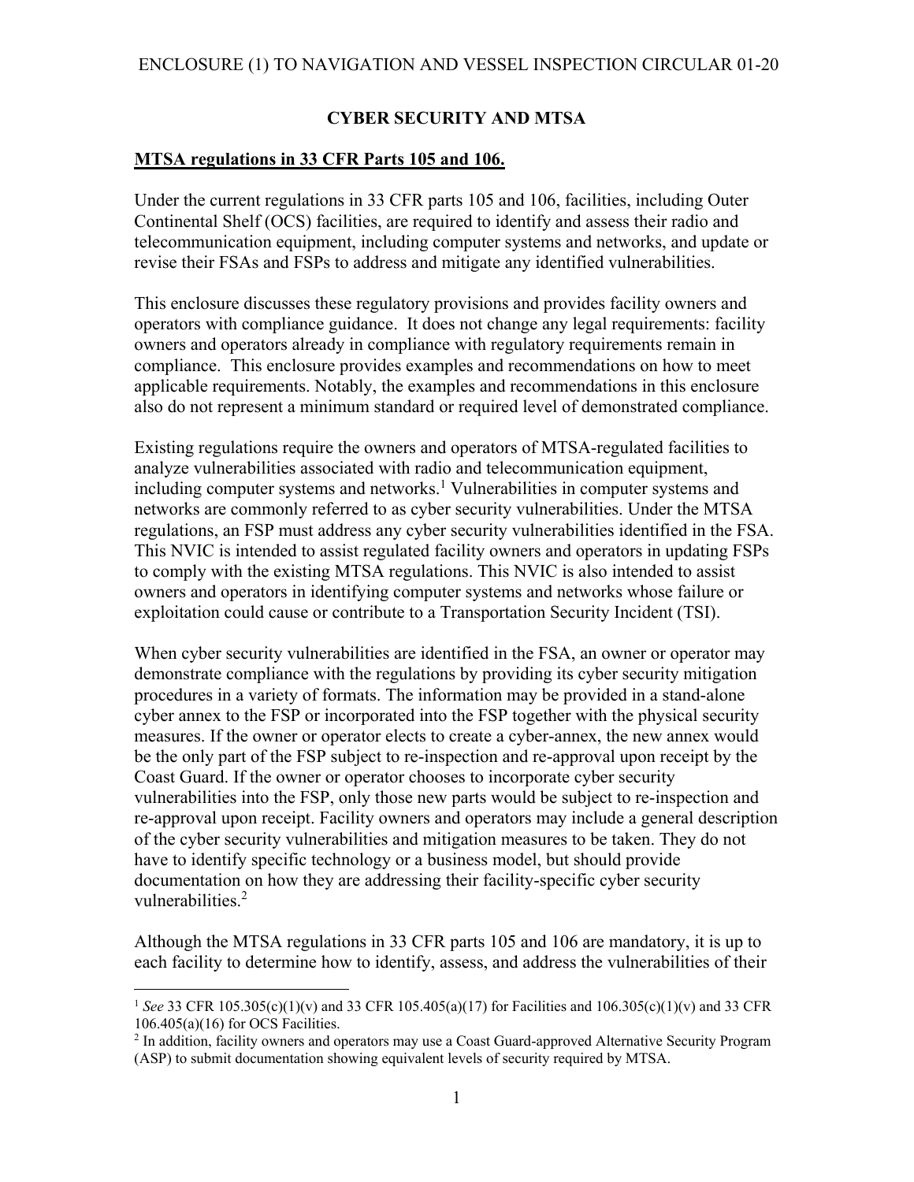ENCLOSURE (1) TO NAVIGATION AND VESSEL INSPECTION CIRCULAR 01-20

## CYBER SECURITY AND MTSA

### MTSA regulations in 33 CFR Parts 105 and 106.

Under the current regulations in 33 CFR parts 105 and 106, facilities, including Outer Continental Shelf (OCS) facilities, are required to identify and assess their radio and telecommunication equipment, including computer systems and networks, and update or revise their FSAs and FSPs to address and mitigate any identified vulnerabilities.

This enclosure discusses these regulatory provisions and provides facility owners and operators with compliance guidance. It does not change any legal requirements: facility owners and operators already in compliance with regulatory requirements remain in compliance. This enclosure provides examples and recommendations on how to meet applicable requirements. Notably, the examples and recommendations in this enclosure also do not represent a minimum standard or required level of demonstrated compliance.

Existing regulations require the owners and operators of MTSA-regulated facilities to analyze vulnerabilities associated with radio and telecommunication equipment, including computer systems and networks.[1] Vulnerabilities in computer systems and networks are commonly referred to as cyber security vulnerabilities. Under the MTSA regulations, an FSP must address any cyber security vulnerabilities identified in the FSA. This NVIC is intended to assist regulated facility owners and operators in updating FSPs to comply with the existing MTSA regulations. This NVIC is also intended to assist owners and operators in identifying computer systems and networks whose failure or exploitation could cause or contribute to a Transportation Security Incident (TSI).

When cyber security vulnerabilities are identified in the FSA, an owner or operator may demonstrate compliance with the regulations by providing its cyber security mitigation procedures in a variety of formats. The information may be provided in a stand-alone cyber annex to the FSP or incorporated into the FSP together with the physical security measures. If the owner or operator elects to create a cyber-annex, the new annex would be the only part of the FSP subject to re-inspection and re-approval upon receipt by the Coast Guard. If the owner or operator chooses to incorporate cyber security vulnerabilities into the FSP, only those new parts would be subject to re-inspection and re-approval upon receipt. Facility owners and operators may include a general description of the cyber security vulnerabilities and mitigation measures to be taken. They do not have to identify specific technology or a business model, but should provide documentation on how they are addressing their facility-specific cyber security vulnerabilities.[2]

Although the MTSA regulations in 33 CFR parts 105 and 106 are mandatory, it is up to each facility to determine how to identify, assess, and address the vulnerabilities of their

---

[1] *See* 33 CFR 105.305(c)(1)(v) and 33 CFR 105.405(a)(17) for Facilities and 106.305(c)(1)(v) and 33 CFR 106.405(a)(16) for OCS Facilities.

[2] In addition, facility owners and operators may use a Coast Guard-approved Alternative Security Program (ASP) to submit documentation showing equivalent levels of security required by MTSA.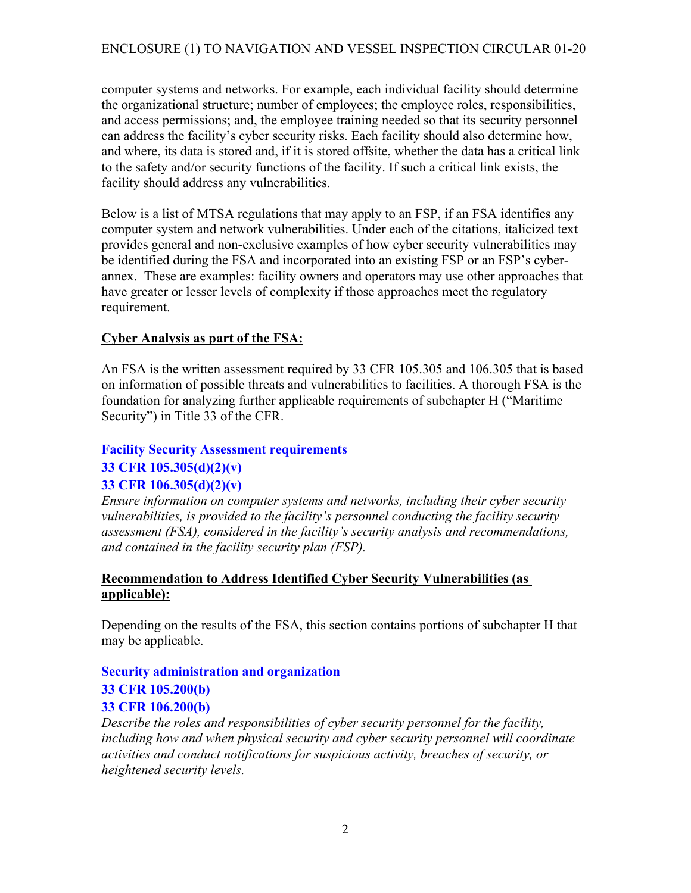computer systems and networks. For example, each individual facility should determine the organizational structure; number of employees; the employee roles, responsibilities, and access permissions; and, the employee training needed so that its security personnel can address the facility's cyber security risks. Each facility should also determine how, and where, its data is stored and, if it is stored offsite, whether the data has a critical link to the safety and/or security functions of the facility. If such a critical link exists, the facility should address any vulnerabilities.

Below is a list of MTSA regulations that may apply to an FSP, if an FSA identifies any computer system and network vulnerabilities. Under each of the citations, italicized text provides general and non-exclusive examples of how cyber security vulnerabilities may be identified during the FSA and incorporated into an existing FSP or an FSP's cyber-annex. These are examples: facility owners and operators may use other approaches that have greater or lesser levels of complexity if those approaches meet the regulatory requirement.

**Cyber Analysis as part of the FSA:**

An FSA is the written assessment required by 33 CFR 105.305 and 106.305 that is based on information of possible threats and vulnerabilities to facilities. A thorough FSA is the foundation for analyzing further applicable requirements of subchapter H ("Maritime Security") in Title 33 of the CFR.

**Facility Security Assessment requirements**
**33 CFR 105.305(d)(2)(v)**
**33 CFR 106.305(d)(2)(v)**

*Ensure information on computer systems and networks, including their cyber security vulnerabilities, is provided to the facility's personnel conducting the facility security assessment (FSA), considered in the facility's security analysis and recommendations, and contained in the facility security plan (FSP).*

**Recommendation to Address Identified Cyber Security Vulnerabilities (as applicable):**

Depending on the results of the FSA, this section contains portions of subchapter H that may be applicable.

**Security administration and organization**
**33 CFR 105.200(b)**
**33 CFR 106.200(b)**

*Describe the roles and responsibilities of cyber security personnel for the facility, including how and when physical security and cyber security personnel will coordinate activities and conduct notifications for suspicious activity, breaches of security, or heightened security levels.*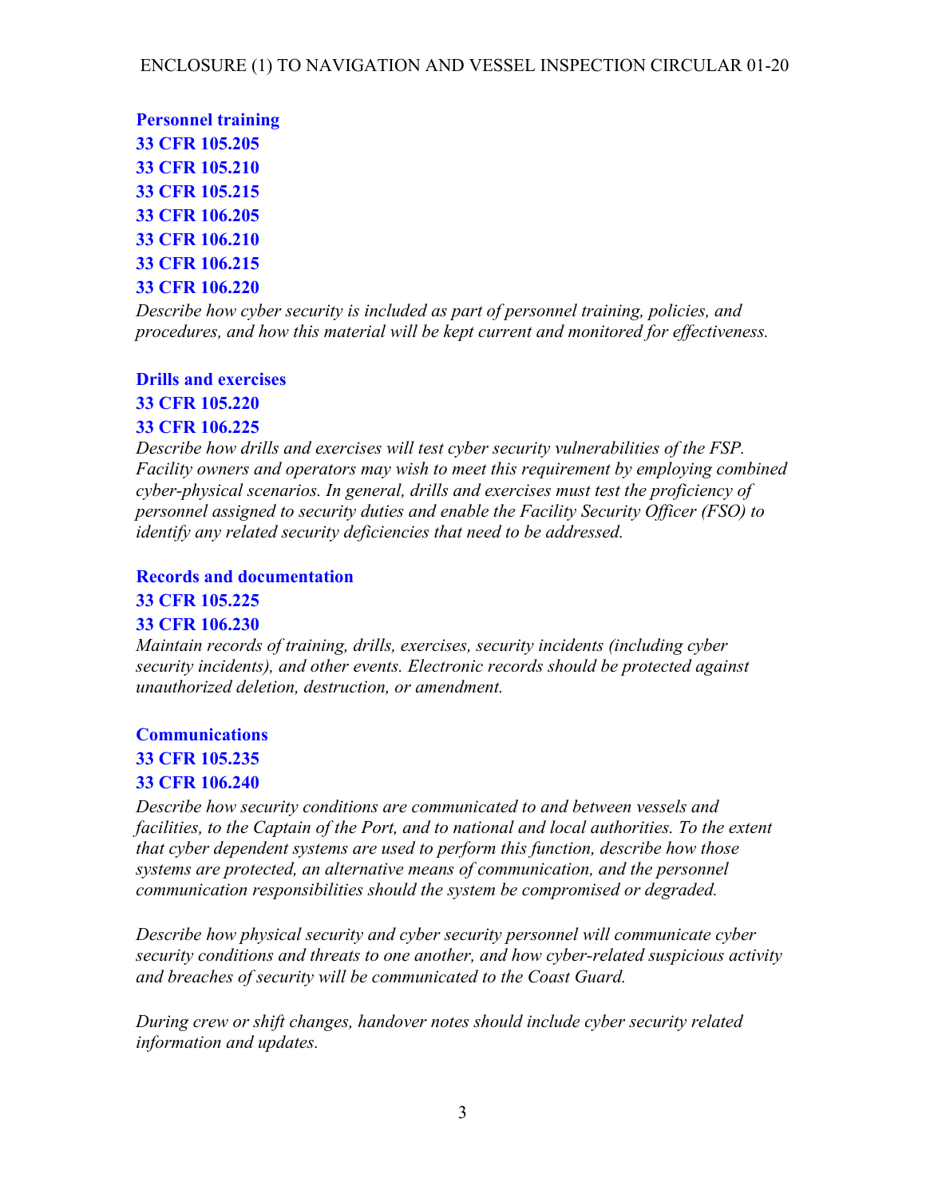**Personnel training**
**33 CFR 105.205**
**33 CFR 105.210**
**33 CFR 105.215**
**33 CFR 106.205**
**33 CFR 106.210**
**33 CFR 106.215**
**33 CFR 106.220**

*Describe how cyber security is included as part of personnel training, policies, and procedures, and how this material will be kept current and monitored for effectiveness.*

**Drills and exercises**
**33 CFR 105.220**
**33 CFR 106.225**

*Describe how drills and exercises will test cyber security vulnerabilities of the FSP. Facility owners and operators may wish to meet this requirement by employing combined cyber-physical scenarios. In general, drills and exercises must test the proficiency of personnel assigned to security duties and enable the Facility Security Officer (FSO) to identify any related security deficiencies that need to be addressed.*

**Records and documentation**
**33 CFR 105.225**
**33 CFR 106.230**

*Maintain records of training, drills, exercises, security incidents (including cyber security incidents), and other events. Electronic records should be protected against unauthorized deletion, destruction, or amendment.*

**Communications**
**33 CFR 105.235**
**33 CFR 106.240**

*Describe how security conditions are communicated to and between vessels and facilities, to the Captain of the Port, and to national and local authorities. To the extent that cyber dependent systems are used to perform this function, describe how those systems are protected, an alternative means of communication, and the personnel communication responsibilities should the system be compromised or degraded.*

*Describe how physical security and cyber security personnel will communicate cyber security conditions and threats to one another, and how cyber-related suspicious activity and breaches of security will be communicated to the Coast Guard.*

*During crew or shift changes, handover notes should include cyber security related information and updates.*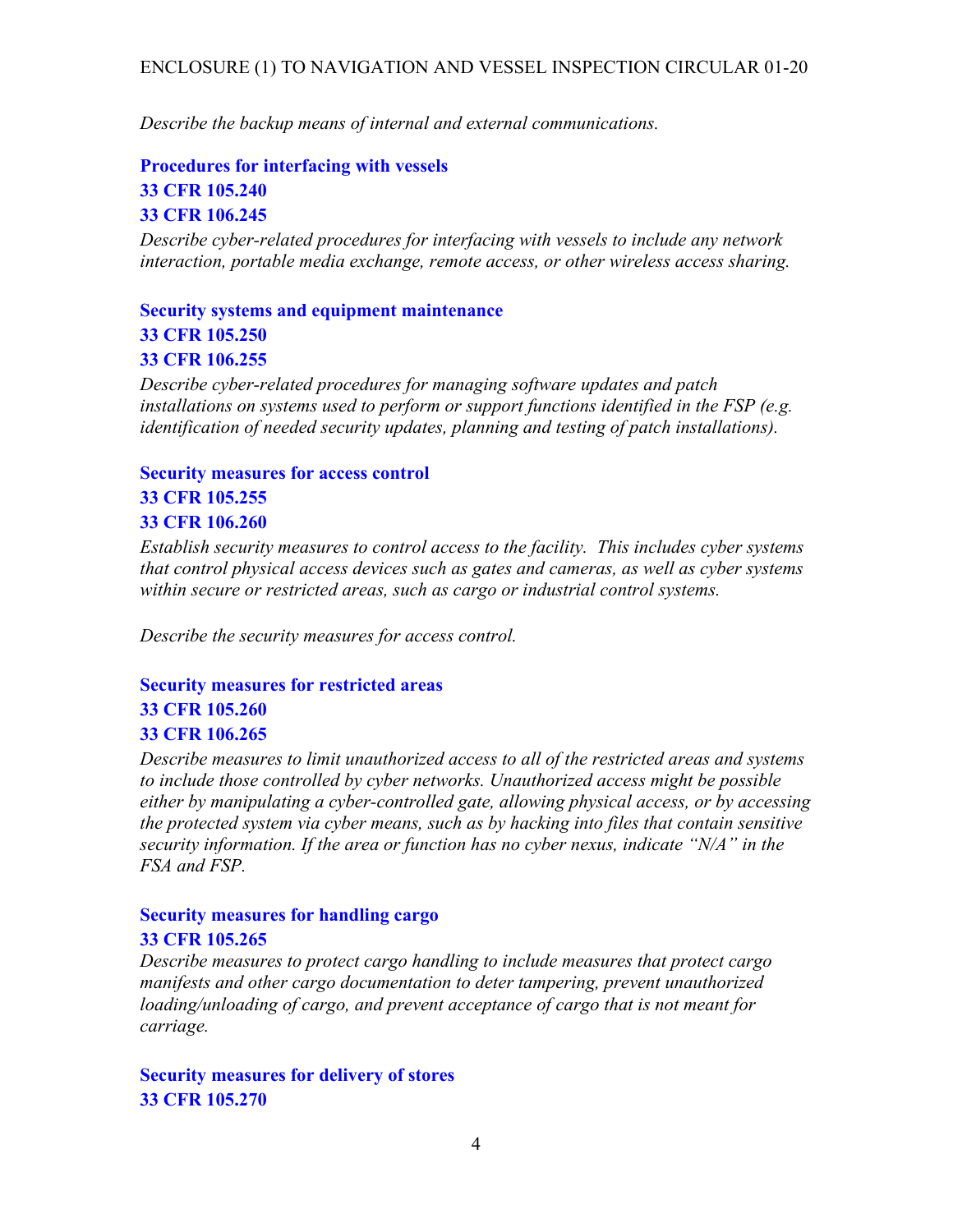*Describe the backup means of internal and external communications.*

**Procedures for interfacing with vessels**
**33 CFR 105.240**
**33 CFR 106.245**

*Describe cyber-related procedures for interfacing with vessels to include any network interaction, portable media exchange, remote access, or other wireless access sharing.*

**Security systems and equipment maintenance**
**33 CFR 105.250**
**33 CFR 106.255**

*Describe cyber-related procedures for managing software updates and patch installations on systems used to perform or support functions identified in the FSP (e.g. identification of needed security updates, planning and testing of patch installations).*

**Security measures for access control**
**33 CFR 105.255**
**33 CFR 106.260**

*Establish security measures to control access to the facility. This includes cyber systems that control physical access devices such as gates and cameras, as well as cyber systems within secure or restricted areas, such as cargo or industrial control systems.*

*Describe the security measures for access control.*

**Security measures for restricted areas**
**33 CFR 105.260**
**33 CFR 106.265**

*Describe measures to limit unauthorized access to all of the restricted areas and systems to include those controlled by cyber networks. Unauthorized access might be possible either by manipulating a cyber-controlled gate, allowing physical access, or by accessing the protected system via cyber means, such as by hacking into files that contain sensitive security information. If the area or function has no cyber nexus, indicate "N/A" in the FSA and FSP.*

**Security measures for handling cargo**
**33 CFR 105.265**

*Describe measures to protect cargo handling to include measures that protect cargo manifests and other cargo documentation to deter tampering, prevent unauthorized loading/unloading of cargo, and prevent acceptance of cargo that is not meant for carriage.*

**Security measures for delivery of stores**
**33 CFR 105.270**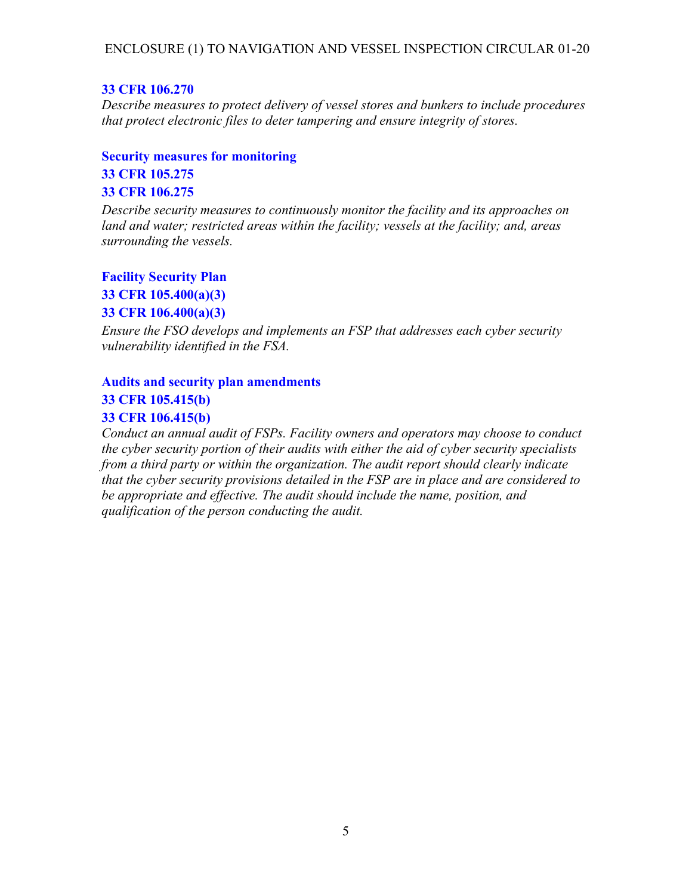**33 CFR 106.270**

*Describe measures to protect delivery of vessel stores and bunkers to include procedures that protect electronic files to deter tampering and ensure integrity of stores.*

**Security measures for monitoring**

**33 CFR 105.275**

**33 CFR 106.275**

*Describe security measures to continuously monitor the facility and its approaches on land and water; restricted areas within the facility; vessels at the facility; and, areas surrounding the vessels.*

**Facility Security Plan**

**33 CFR 105.400(a)(3)**

**33 CFR 106.400(a)(3)**

*Ensure the FSO develops and implements an FSP that addresses each cyber security vulnerability identified in the FSA.*

**Audits and security plan amendments**

**33 CFR 105.415(b)**

**33 CFR 106.415(b)**

*Conduct an annual audit of FSPs. Facility owners and operators may choose to conduct the cyber security portion of their audits with either the aid of cyber security specialists from a third party or within the organization. The audit report should clearly indicate that the cyber security provisions detailed in the FSP are in place and are considered to be appropriate and effective. The audit should include the name, position, and qualification of the person conducting the audit.*